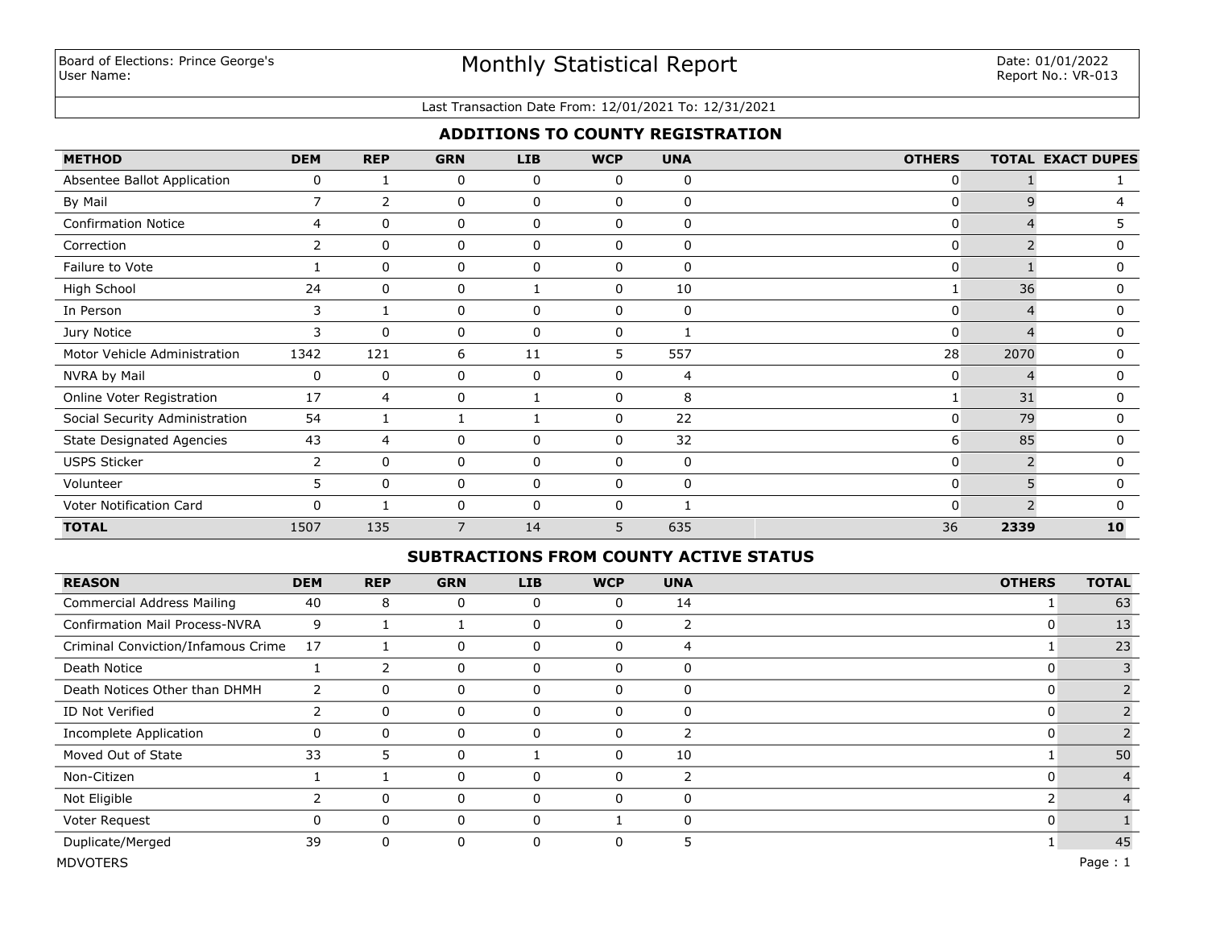Board of Elections: Prince George's
User Name:

# Monthly Statistical Report

Date: 01/01/2022
Report No.: VR-013

Last Transaction Date From: 12/01/2021 To: 12/31/2021

## ADDITIONS TO COUNTY REGISTRATION

| METHOD | DEM | REP | GRN | LIB | WCP | UNA | OTHERS | TOTAL | EXACT DUPES |
|---|---|---|---|---|---|---|---|---|---|
| Absentee Ballot Application | 0 | 1 | 0 | 0 | 0 | 0 | 0 | 1 | 1 |
| By Mail | 7 | 2 | 0 | 0 | 0 | 0 | 0 | 9 | 4 |
| Confirmation Notice | 4 | 0 | 0 | 0 | 0 | 0 | 0 | 4 | 5 |
| Correction | 2 | 0 | 0 | 0 | 0 | 0 | 0 | 2 | 0 |
| Failure to Vote | 1 | 0 | 0 | 0 | 0 | 0 | 0 | 1 | 0 |
| High School | 24 | 0 | 0 | 1 | 0 | 10 | 1 | 36 | 0 |
| In Person | 3 | 1 | 0 | 0 | 0 | 0 | 0 | 4 | 0 |
| Jury Notice | 3 | 0 | 0 | 0 | 0 | 1 | 0 | 4 | 0 |
| Motor Vehicle Administration | 1342 | 121 | 6 | 11 | 5 | 557 | 28 | 2070 | 0 |
| NVRA by Mail | 0 | 0 | 0 | 0 | 0 | 4 | 0 | 4 | 0 |
| Online Voter Registration | 17 | 4 | 0 | 1 | 0 | 8 | 1 | 31 | 0 |
| Social Security Administration | 54 | 1 | 1 | 1 | 0 | 22 | 0 | 79 | 0 |
| State Designated Agencies | 43 | 4 | 0 | 0 | 0 | 32 | 6 | 85 | 0 |
| USPS Sticker | 2 | 0 | 0 | 0 | 0 | 0 | 0 | 2 | 0 |
| Volunteer | 5 | 0 | 0 | 0 | 0 | 0 | 0 | 5 | 0 |
| Voter Notification Card | 0 | 1 | 0 | 0 | 0 | 1 | 0 | 2 | 0 |
| **TOTAL** | 1507 | 135 | 7 | 14 | 5 | 635 | 36 | **2339** | **10** |

## SUBTRACTIONS FROM COUNTY ACTIVE STATUS

| REASON | DEM | REP | GRN | LIB | WCP | UNA | OTHERS | TOTAL |
|---|---|---|---|---|---|---|---|---|
| Commercial Address Mailing | 40 | 8 | 0 | 0 | 0 | 14 | 1 | 63 |
| Confirmation Mail Process-NVRA | 9 | 1 | 1 | 0 | 0 | 2 | 0 | 13 |
| Criminal Conviction/Infamous Crime | 17 | 1 | 0 | 0 | 0 | 4 | 1 | 23 |
| Death Notice | 1 | 2 | 0 | 0 | 0 | 0 | 0 | 3 |
| Death Notices Other than DHMH | 2 | 0 | 0 | 0 | 0 | 0 | 0 | 2 |
| ID Not Verified | 2 | 0 | 0 | 0 | 0 | 0 | 0 | 2 |
| Incomplete Application | 0 | 0 | 0 | 0 | 0 | 2 | 0 | 2 |
| Moved Out of State | 33 | 5 | 0 | 1 | 0 | 10 | 1 | 50 |
| Non-Citizen | 1 | 1 | 0 | 0 | 0 | 2 | 0 | 4 |
| Not Eligible | 2 | 0 | 0 | 0 | 0 | 0 | 2 | 4 |
| Voter Request | 0 | 0 | 0 | 0 | 1 | 0 | 0 | 1 |
| Duplicate/Merged | 39 | 0 | 0 | 0 | 0 | 5 | 1 | 45 |

MDVOTERS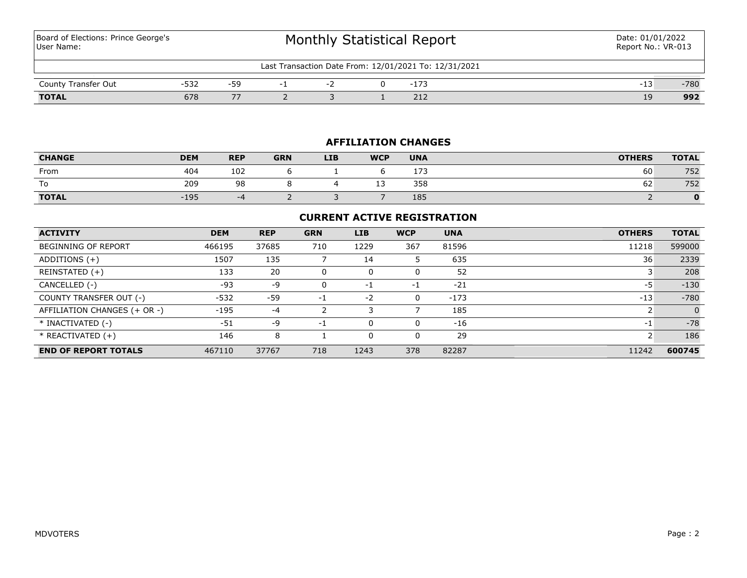Last Transaction Date From: 12/01/2021 To: 12/31/2021

| | DEM | REP | GRN | LIB | WCP | UNA | OTHERS | TOTAL |
|---|---|---|---|---|---|---|---|---|
| County Transfer Out | -532 | -59 | -1 | -2 | 0 | -173 | -13 | -780 |
| **TOTAL** | 678 | 77 | 2 | 3 | 1 | 212 | 19 | **992** |

## AFFILIATION CHANGES

| CHANGE | DEM | REP | GRN | LIB | WCP | UNA | OTHERS | TOTAL |
|---|---|---|---|---|---|---|---|---|
| From | 404 | 102 | 6 | 1 | 6 | 173 | 60 | 752 |
| To | 209 | 98 | 8 | 4 | 13 | 358 | 62 | 752 |
| **TOTAL** | -195 | -4 | 2 | 3 | 7 | 185 | 2 | **0** |

## CURRENT ACTIVE REGISTRATION

| ACTIVITY | DEM | REP | GRN | LIB | WCP | UNA | OTHERS | TOTAL |
|---|---|---|---|---|---|---|---|---|
| BEGINNING OF REPORT | 466195 | 37685 | 710 | 1229 | 367 | 81596 | 11218 | 599000 |
| ADDITIONS (+) | 1507 | 135 | 7 | 14 | 5 | 635 | 36 | 2339 |
| REINSTATED (+) | 133 | 20 | 0 | 0 | 0 | 52 | 3 | 208 |
| CANCELLED (-) | -93 | -9 | 0 | -1 | -1 | -21 | -5 | -130 |
| COUNTY TRANSFER OUT (-) | -532 | -59 | -1 | -2 | 0 | -173 | -13 | -780 |
| AFFILIATION CHANGES (+ OR -) | -195 | -4 | 2 | 3 | 7 | 185 | 2 | 0 |
| * INACTIVATED (-) | -51 | -9 | -1 | 0 | 0 | -16 | -1 | -78 |
| * REACTIVATED (+) | 146 | 8 | 1 | 0 | 0 | 29 | 2 | 186 |
| **END OF REPORT TOTALS** | 467110 | 37767 | 718 | 1243 | 378 | 82287 | 11242 | **600745** |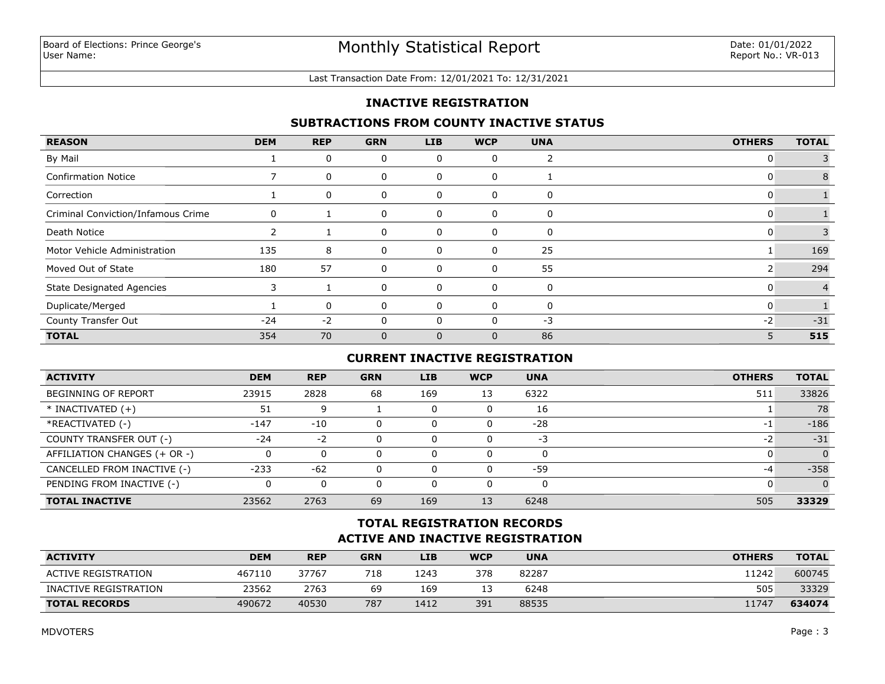Board of Elections: Prince George's
User Name:

# Monthly Statistical Report

Date: 01/01/2022
Report No.: VR-013

Last Transaction Date From: 12/01/2021 To: 12/31/2021

## INACTIVE REGISTRATION

### SUBTRACTIONS FROM COUNTY INACTIVE STATUS

| REASON | DEM | REP | GRN | LIB | WCP | UNA | OTHERS | TOTAL |
|---|---|---|---|---|---|---|---|---|
| By Mail | 1 | 0 | 0 | 0 | 0 | 2 | 0 | 3 |
| Confirmation Notice | 7 | 0 | 0 | 0 | 0 | 1 | 0 | 8 |
| Correction | 1 | 0 | 0 | 0 | 0 | 0 | 0 | 1 |
| Criminal Conviction/Infamous Crime | 0 | 1 | 0 | 0 | 0 | 0 | 0 | 1 |
| Death Notice | 2 | 1 | 0 | 0 | 0 | 0 | 0 | 3 |
| Motor Vehicle Administration | 135 | 8 | 0 | 0 | 0 | 25 | 1 | 169 |
| Moved Out of State | 180 | 57 | 0 | 0 | 0 | 55 | 2 | 294 |
| State Designated Agencies | 3 | 1 | 0 | 0 | 0 | 0 | 0 | 4 |
| Duplicate/Merged | 1 | 0 | 0 | 0 | 0 | 0 | 0 | 1 |
| County Transfer Out | -24 | -2 | 0 | 0 | 0 | -3 | -2 | -31 |
| **TOTAL** | 354 | 70 | 0 | 0 | 0 | 86 | 5 | **515** |

### CURRENT INACTIVE REGISTRATION

| ACTIVITY | DEM | REP | GRN | LIB | WCP | UNA | OTHERS | TOTAL |
|---|---|---|---|---|---|---|---|---|
| BEGINNING OF REPORT | 23915 | 2828 | 68 | 169 | 13 | 6322 | 511 | 33826 |
| * INACTIVATED (+) | 51 | 9 | 1 | 0 | 0 | 16 | 1 | 78 |
| *REACTIVATED (-) | -147 | -10 | 0 | 0 | 0 | -28 | -1 | -186 |
| COUNTY TRANSFER OUT (-) | -24 | -2 | 0 | 0 | 0 | -3 | -2 | -31 |
| AFFILIATION CHANGES (+ OR -) | 0 | 0 | 0 | 0 | 0 | 0 | 0 | 0 |
| CANCELLED FROM INACTIVE (-) | -233 | -62 | 0 | 0 | 0 | -59 | -4 | -358 |
| PENDING FROM INACTIVE (-) | 0 | 0 | 0 | 0 | 0 | 0 | 0 | 0 |
| **TOTAL INACTIVE** | 23562 | 2763 | 69 | 169 | 13 | 6248 | 505 | **33329** |

### TOTAL REGISTRATION RECORDS
### ACTIVE AND INACTIVE REGISTRATION

| ACTIVITY | DEM | REP | GRN | LIB | WCP | UNA | OTHERS | TOTAL |
|---|---|---|---|---|---|---|---|---|
| ACTIVE REGISTRATION | 467110 | 37767 | 718 | 1243 | 378 | 82287 | 11242 | 600745 |
| INACTIVE REGISTRATION | 23562 | 2763 | 69 | 169 | 13 | 6248 | 505 | 33329 |
| **TOTAL RECORDS** | 490672 | 40530 | 787 | 1412 | 391 | 88535 | 11747 | **634074** |

MDVOTERS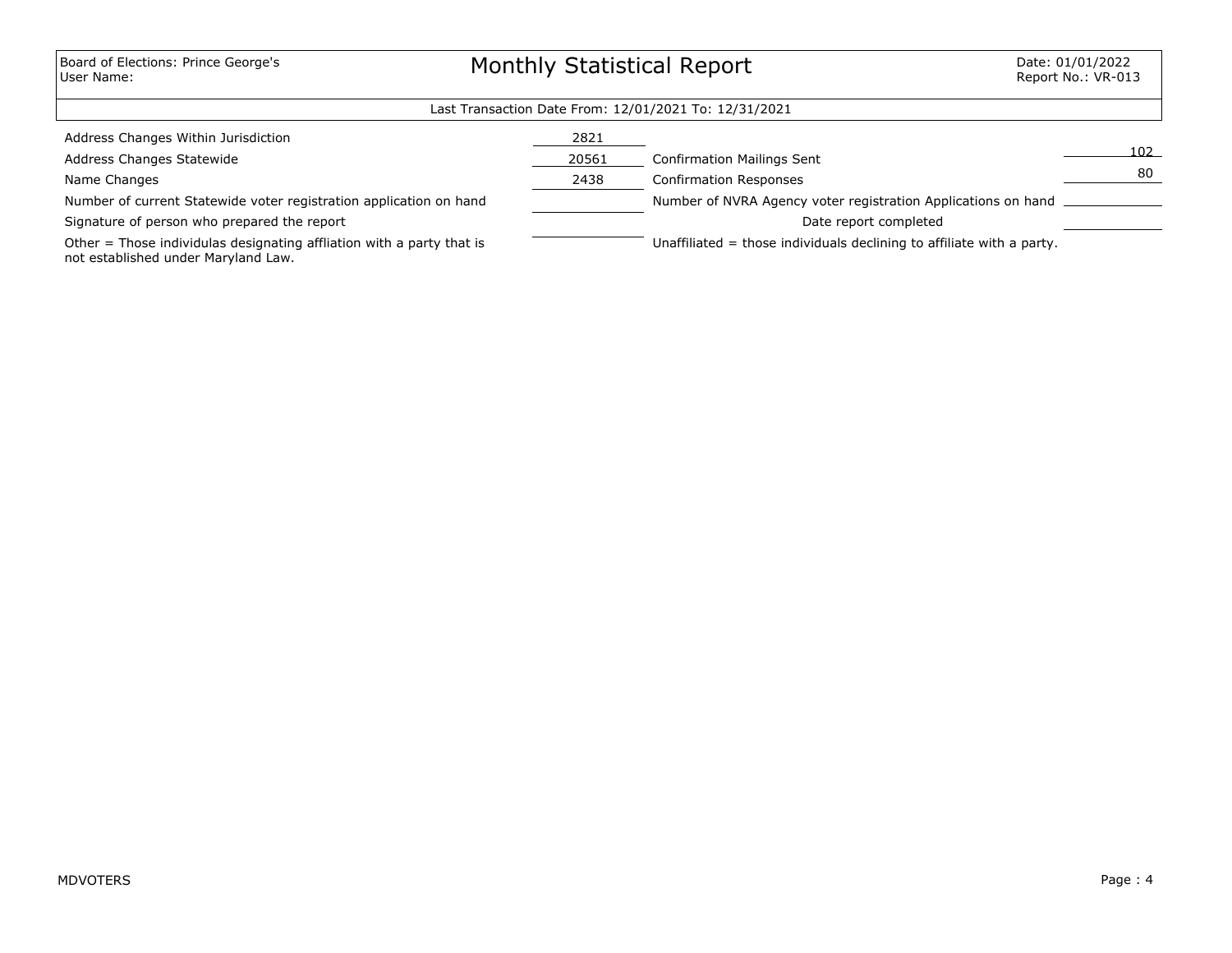Board of Elections: Prince George's
User Name:

# Monthly Statistical Report

Date: 01/01/2022
Report No.: VR-013

Last Transaction Date From: 12/01/2021 To: 12/31/2021

| | | | |
|---|---|---|---|
| Address Changes Within Jurisdiction | 2821 | | |
| Address Changes Statewide | 20561 | Confirmation Mailings Sent | 102 |
| Name Changes | 2438 | Confirmation Responses | 80 |
| Number of current Statewide voter registration application on hand | | Number of NVRA Agency voter registration Applications on hand | |
| Signature of person who prepared the report | | Date report completed | |
| Other = Those individulas designating affliation with a party that is not established under Maryland Law. | | Unaffiliated = those individuals declining to affiliate with a party. | |

MDVOTERS